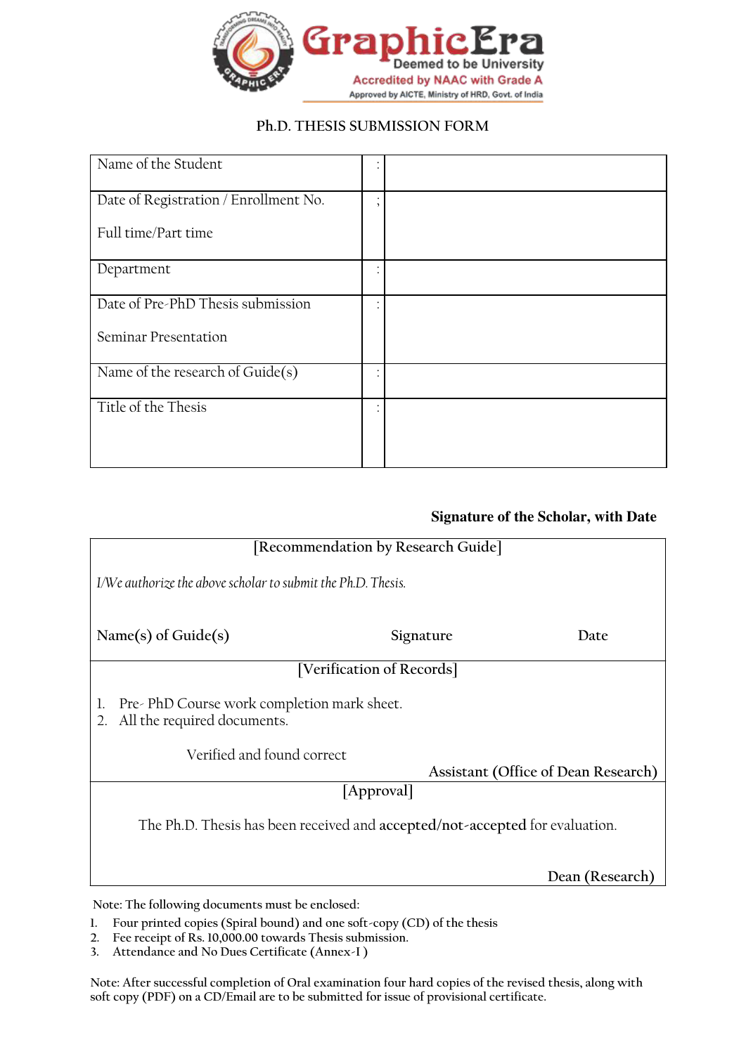**GraphicEra**
Deemed to be University
Accredited by NAAC with Grade A
Approved by AICTE, Ministry of HRD, Govt. of India

## Ph.D. THESIS SUBMISSION FORM

| | | |
|---|---|---|
| Name of the Student | : | |
| Date of Registration / Enrollment No.<br><br>Full time/Part time | ; | |
| Department | : | |
| Date of Pre-PhD Thesis submission<br><br>Seminar Presentation | : | |
| Name of the research of Guide(s) | : | |
| Title of the Thesis | : | |

**Signature of the Scholar, with Date**

[Recommendation by Research Guide]

*I/We authorize the above scholar to submit the Ph.D. Thesis.*

Name(s) of Guide(s)          Signature          Date

[Verification of Records]

1. Pre- PhD Course work completion mark sheet.
2. All the required documents.

Verified and found correct

Assistant (Office of Dean Research)

[Approval]

The Ph.D. Thesis has been received and **accepted/not-accepted** for evaluation.

Dean (Research)

Note: The following documents must be enclosed:

1. Four printed copies (Spiral bound) and one soft-copy (CD) of the thesis
2. Fee receipt of Rs. 10,000.00 towards Thesis submission.
3. Attendance and No Dues Certificate (Annex-I )

Note: After successful completion of Oral examination four hard copies of the revised thesis, along with soft copy (PDF) on a CD/Email are to be submitted for issue of provisional certificate.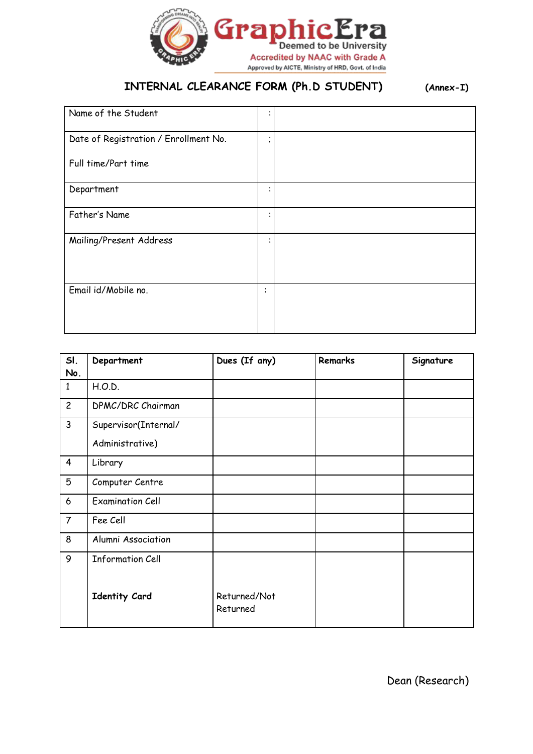GraphicEra
Deemed to be University
Accredited by NAAC with Grade A
Approved by AICTE, Ministry of HRD, Govt. of India

## INTERNAL CLEARANCE FORM (Ph.D STUDENT)

**(Annex-I)**

| | | |
|---|---|---|
| Name of the Student | : | |
| Date of Registration / Enrollment No.<br><br>Full time/Part time | ; | |
| Department | : | |
| Father's Name | : | |
| Mailing/Present Address | : | |
| Email id/Mobile no. | : | |

| Sl. No. | Department | Dues (If any) | Remarks | Signature |
|---|---|---|---|---|
| 1 | H.O.D. | | | |
| 2 | DPMC/DRC Chairman | | | |
| 3 | Supervisor(Internal/<br>Administrative) | | | |
| 4 | Library | | | |
| 5 | Computer Centre | | | |
| 6 | Examination Cell | | | |
| 7 | Fee Cell | | | |
| 8 | Alumni Association | | | |
| 9 | Information Cell<br><br>**Identity Card** | Returned/Not Returned | | |

Dean (Research)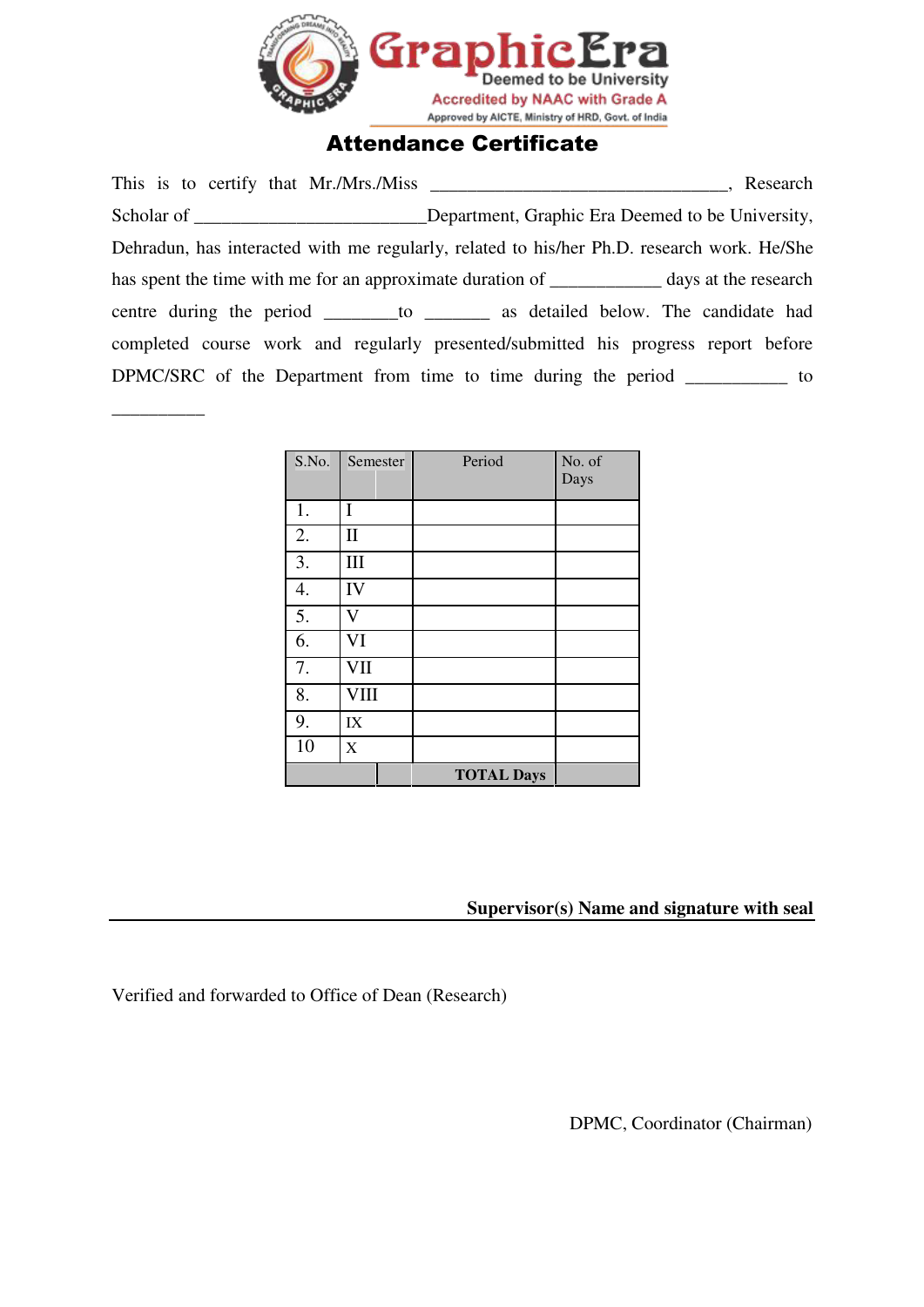GraphicEra
Deemed to be University
Accredited by NAAC with Grade A
Approved by AICTE, Ministry of HRD, Govt. of India

# Attendance Certificate

This is to certify that Mr./Mrs./Miss _________________________________, Research Scholar of __________________________Department, Graphic Era Deemed to be University, Dehradun, has interacted with me regularly, related to his/her Ph.D. research work. He/She has spent the time with me for an approximate duration of ____________ days at the research centre during the period ________to _______ as detailed below. The candidate had completed course work and regularly presented/submitted his progress report before DPMC/SRC of the Department from time to time during the period ___________ to __________

| S.No. | Semester | Period | No. of Days |
|---|---|---|---|
| 1. | I | | |
| 2. | II | | |
| 3. | III | | |
| 4. | IV | | |
| 5. | V | | |
| 6. | VI | | |
| 7. | VII | | |
| 8. | VIII | | |
| 9. | IX | | |
| 10 | X | | |
| | | **TOTAL Days** | |

**Supervisor(s) Name and signature with seal**

Verified and forwarded to Office of Dean (Research)

DPMC, Coordinator (Chairman)